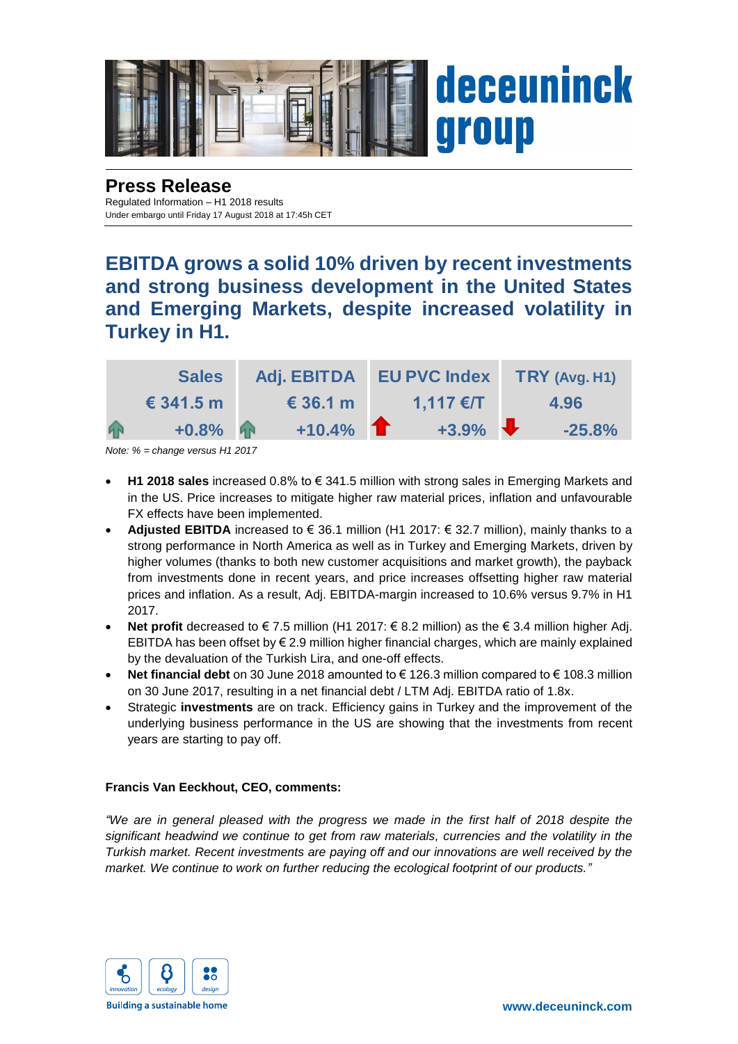# Press Release

Regulated Information – H1 2018 results
Under embargo until Friday 17 August 2018 at 17:45h CET

## EBITDA grows a solid 10% driven by recent investments and strong business development in the United States and Emerging Markets, despite increased volatility in Turkey in H1.

| Sales | Adj. EBITDA | EU PVC Index | TRY (Avg. H1) |
|---|---|---|---|
| € 341.5 m | € 36.1 m | 1,117 €/T | 4.96 |
| +0.8% | +10.4% | +3.9% | -25.8% |

*Note: % = change versus H1 2017*

- **H1 2018 sales** increased 0.8% to € 341.5 million with strong sales in Emerging Markets and in the US. Price increases to mitigate higher raw material prices, inflation and unfavourable FX effects have been implemented.
- **Adjusted EBITDA** increased to € 36.1 million (H1 2017: € 32.7 million), mainly thanks to a strong performance in North America as well as in Turkey and Emerging Markets, driven by higher volumes (thanks to both new customer acquisitions and market growth), the payback from investments done in recent years, and price increases offsetting higher raw material prices and inflation. As a result, Adj. EBITDA-margin increased to 10.6% versus 9.7% in H1 2017.
- **Net profit** decreased to € 7.5 million (H1 2017: € 8.2 million) as the € 3.4 million higher Adj. EBITDA has been offset by € 2.9 million higher financial charges, which are mainly explained by the devaluation of the Turkish Lira, and one-off effects.
- **Net financial debt** on 30 June 2018 amounted to € 126.3 million compared to € 108.3 million on 30 June 2017, resulting in a net financial debt / LTM Adj. EBITDA ratio of 1.8x.
- Strategic **investments** are on track. Efficiency gains in Turkey and the improvement of the underlying business performance in the US are showing that the investments from recent years are starting to pay off.

**Francis Van Eeckhout, CEO, comments:**

*"We are in general pleased with the progress we made in the first half of 2018 despite the significant headwind we continue to get from raw materials, currencies and the volatility in the Turkish market. Recent investments are paying off and our innovations are well received by the market. We continue to work on further reducing the ecological footprint of our products."*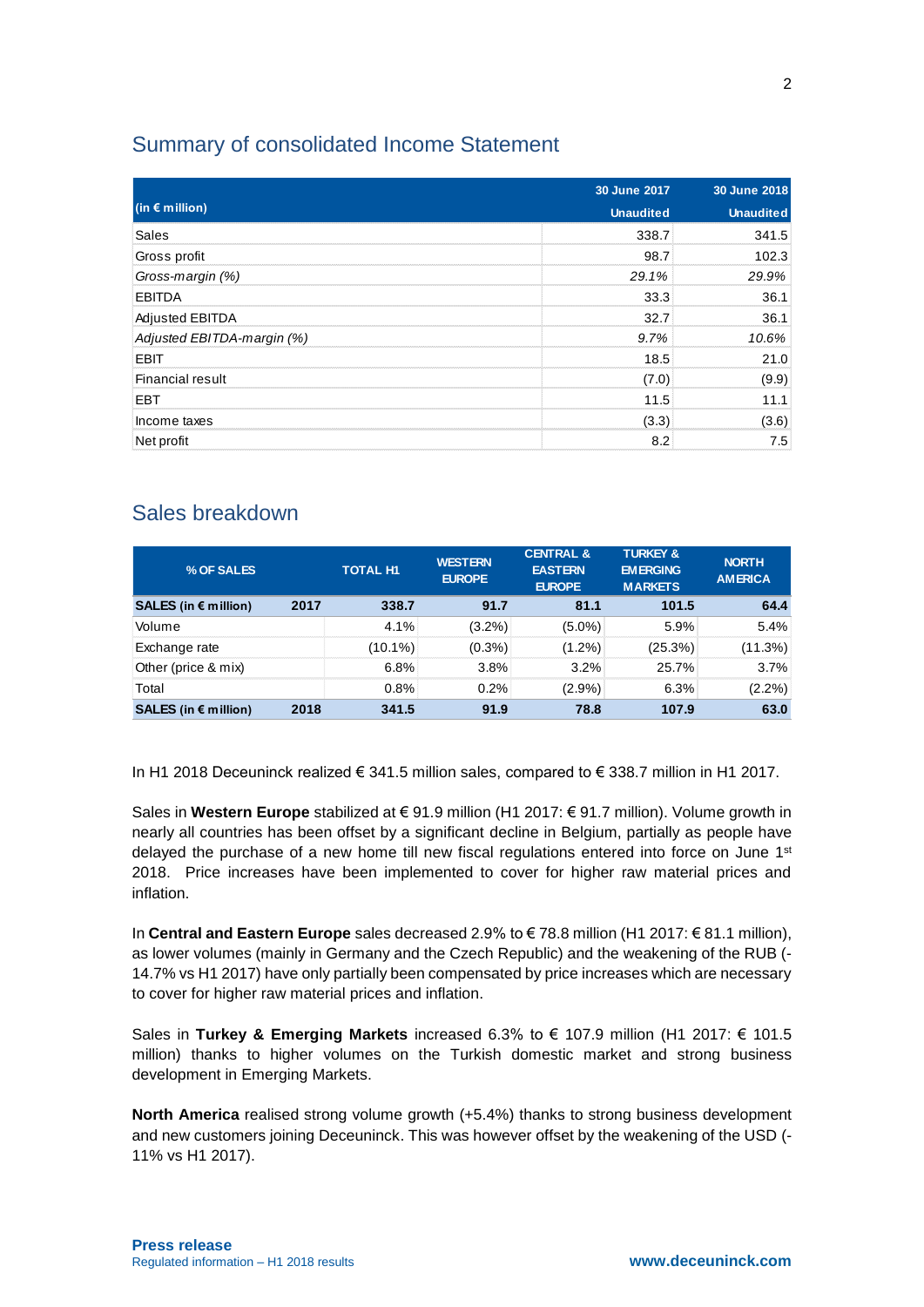## Summary of consolidated Income Statement

| (in € million) | 30 June 2017<br>Unaudited | 30 June 2018<br>Unaudited |
|---|---|---|
| Sales | 338.7 | 341.5 |
| Gross profit | 98.7 | 102.3 |
| *Gross-margin (%)* | *29.1%* | *29.9%* |
| EBITDA | 33.3 | 36.1 |
| Adjusted EBITDA | 32.7 | 36.1 |
| *Adjusted EBITDA-margin (%)* | *9.7%* | *10.6%* |
| EBIT | 18.5 | 21.0 |
| Financial result | (7.0) | (9.9) |
| EBT | 11.5 | 11.1 |
| Income taxes | (3.3) | (3.6) |
| Net profit | 8.2 | 7.5 |

## Sales breakdown

| % OF SALES | | TOTAL H1 | WESTERN EUROPE | CENTRAL & EASTERN EUROPE | TURKEY & EMERGING MARKETS | NORTH AMERICA |
|---|---|---|---|---|---|---|
| **SALES (in € million)** | **2017** | **338.7** | **91.7** | **81.1** | **101.5** | **64.4** |
| Volume | | 4.1% | (3.2%) | (5.0%) | 5.9% | 5.4% |
| Exchange rate | | (10.1%) | (0.3%) | (1.2%) | (25.3%) | (11.3%) |
| Other (price & mix) | | 6.8% | 3.8% | 3.2% | 25.7% | 3.7% |
| Total | | 0.8% | 0.2% | (2.9%) | 6.3% | (2.2%) |
| **SALES (in € million)** | **2018** | **341.5** | **91.9** | **78.8** | **107.9** | **63.0** |

In H1 2018 Deceuninck realized € 341.5 million sales, compared to € 338.7 million in H1 2017.

Sales in **Western Europe** stabilized at € 91.9 million (H1 2017: € 91.7 million). Volume growth in nearly all countries has been offset by a significant decline in Belgium, partially as people have delayed the purchase of a new home till new fiscal regulations entered into force on June 1st 2018. Price increases have been implemented to cover for higher raw material prices and inflation.

In **Central and Eastern Europe** sales decreased 2.9% to € 78.8 million (H1 2017: € 81.1 million), as lower volumes (mainly in Germany and the Czech Republic) and the weakening of the RUB (-14.7% vs H1 2017) have only partially been compensated by price increases which are necessary to cover for higher raw material prices and inflation.

Sales in **Turkey & Emerging Markets** increased 6.3% to € 107.9 million (H1 2017: € 101.5 million) thanks to higher volumes on the Turkish domestic market and strong business development in Emerging Markets.

**North America** realised strong volume growth (+5.4%) thanks to strong business development and new customers joining Deceuninck. This was however offset by the weakening of the USD (-11% vs H1 2017).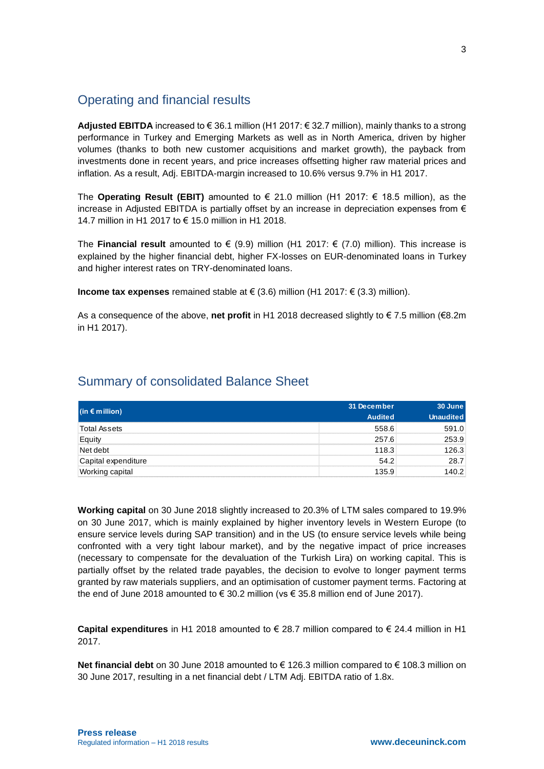## Operating and financial results

**Adjusted EBITDA** increased to € 36.1 million (H1 2017: € 32.7 million), mainly thanks to a strong performance in Turkey and Emerging Markets as well as in North America, driven by higher volumes (thanks to both new customer acquisitions and market growth), the payback from investments done in recent years, and price increases offsetting higher raw material prices and inflation. As a result, Adj. EBITDA-margin increased to 10.6% versus 9.7% in H1 2017.

The **Operating Result (EBIT)** amounted to € 21.0 million (H1 2017: € 18.5 million), as the increase in Adjusted EBITDA is partially offset by an increase in depreciation expenses from € 14.7 million in H1 2017 to € 15.0 million in H1 2018.

The **Financial result** amounted to € (9.9) million (H1 2017: € (7.0) million). This increase is explained by the higher financial debt, higher FX-losses on EUR-denominated loans in Turkey and higher interest rates on TRY-denominated loans.

**Income tax expenses** remained stable at € (3.6) million (H1 2017: € (3.3) million).

As a consequence of the above, **net profit** in H1 2018 decreased slightly to € 7.5 million (€8.2m in H1 2017).

## Summary of consolidated Balance Sheet

| (in € million) | 31 December Audited | 30 June Unaudited |
|---|---|---|
| Total Assets | 558.6 | 591.0 |
| Equity | 257.6 | 253.9 |
| Net debt | 118.3 | 126.3 |
| Capital expenditure | 54.2 | 28.7 |
| Working capital | 135.9 | 140.2 |

**Working capital** on 30 June 2018 slightly increased to 20.3% of LTM sales compared to 19.9% on 30 June 2017, which is mainly explained by higher inventory levels in Western Europe (to ensure service levels during SAP transition) and in the US (to ensure service levels while being confronted with a very tight labour market), and by the negative impact of price increases (necessary to compensate for the devaluation of the Turkish Lira) on working capital. This is partially offset by the related trade payables, the decision to evolve to longer payment terms granted by raw materials suppliers, and an optimisation of customer payment terms. Factoring at the end of June 2018 amounted to € 30.2 million (vs € 35.8 million end of June 2017).

**Capital expenditures** in H1 2018 amounted to € 28.7 million compared to € 24.4 million in H1 2017.

**Net financial debt** on 30 June 2018 amounted to € 126.3 million compared to € 108.3 million on 30 June 2017, resulting in a net financial debt / LTM Adj. EBITDA ratio of 1.8x.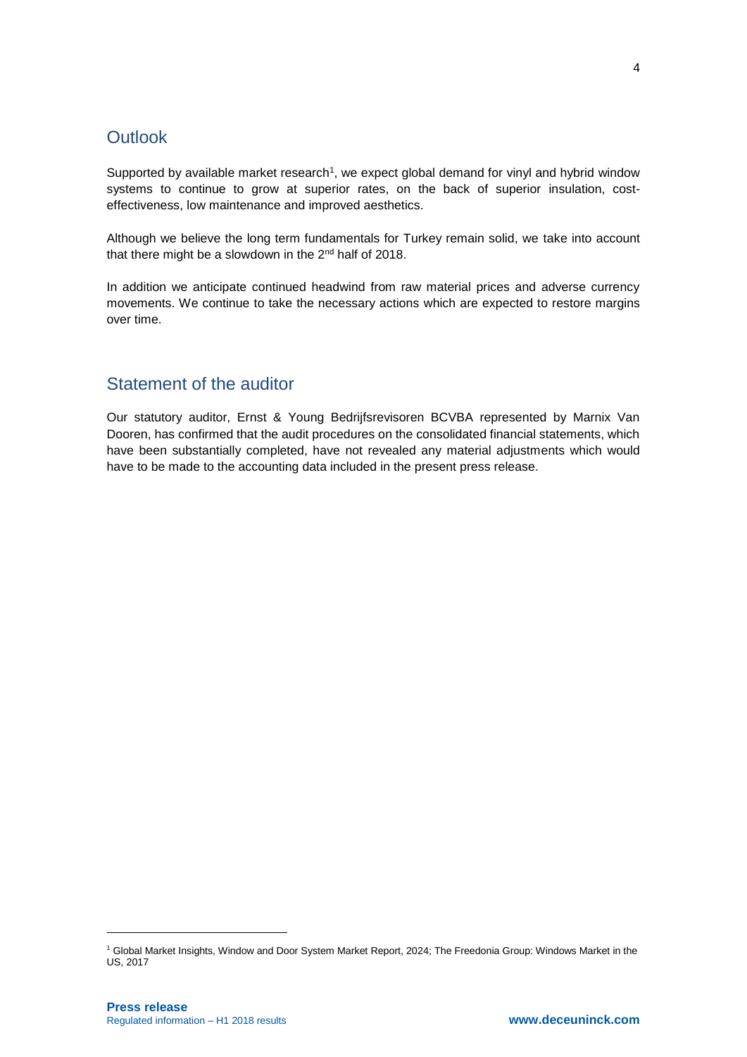## Outlook

Supported by available market research[1], we expect global demand for vinyl and hybrid window systems to continue to grow at superior rates, on the back of superior insulation, cost-effectiveness, low maintenance and improved aesthetics.

Although we believe the long term fundamentals for Turkey remain solid, we take into account that there might be a slowdown in the 2nd half of 2018.

In addition we anticipate continued headwind from raw material prices and adverse currency movements. We continue to take the necessary actions which are expected to restore margins over time.

## Statement of the auditor

Our statutory auditor, Ernst & Young Bedrijfsrevisoren BCVBA represented by Marnix Van Dooren, has confirmed that the audit procedures on the consolidated financial statements, which have been substantially completed, have not revealed any material adjustments which would have to be made to the accounting data included in the present press release.

---

[1] Global Market Insights, Window and Door System Market Report, 2024; The Freedonia Group: Windows Market in the US, 2017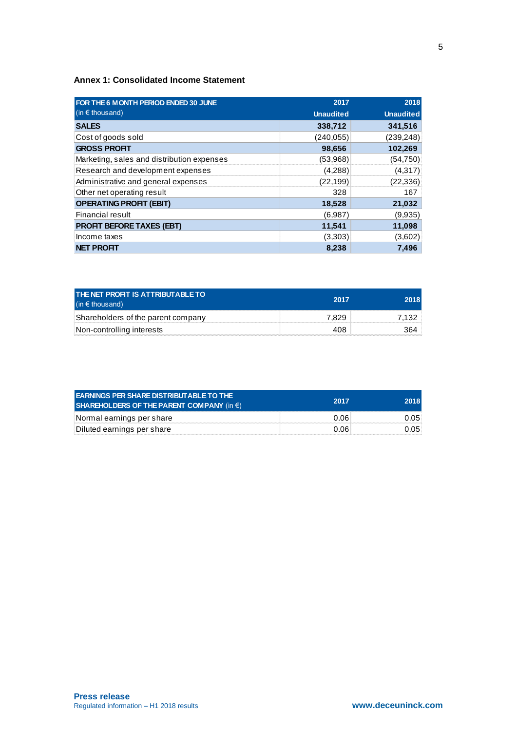### Annex 1: Consolidated Income Statement

| FOR THE 6 MONTH PERIOD ENDED 30 JUNE (in € thousand) | 2017 Unaudited | 2018 Unaudited |
|---|---|---|
| **SALES** | **338,712** | **341,516** |
| Cost of goods sold | (240,055) | (239,248) |
| **GROSS PROFIT** | **98,656** | **102,269** |
| Marketing, sales and distribution expenses | (53,968) | (54,750) |
| Research and development expenses | (4,288) | (4,317) |
| Administrative and general expenses | (22,199) | (22,336) |
| Other net operating result | 328 | 167 |
| **OPERATING PROFIT (EBIT)** | **18,528** | **21,032** |
| Financial result | (6,987) | (9,935) |
| **PROFIT BEFORE TAXES (EBT)** | **11,541** | **11,098** |
| Income taxes | (3,303) | (3,602) |
| **NET PROFIT** | **8,238** | **7,496** |

| THE NET PROFIT IS ATTRIBUTABLE TO (in € thousand) | 2017 | 2018 |
|---|---|---|
| Shareholders of the parent company | 7,829 | 7,132 |
| Non-controlling interests | 408 | 364 |

| EARNINGS PER SHARE DISTRIBUTABLE TO THE SHAREHOLDERS OF THE PARENT COMPANY (in €) | 2017 | 2018 |
|---|---|---|
| Normal earnings per share | 0.06 | 0.05 |
| Diluted earnings per share | 0.06 | 0.05 |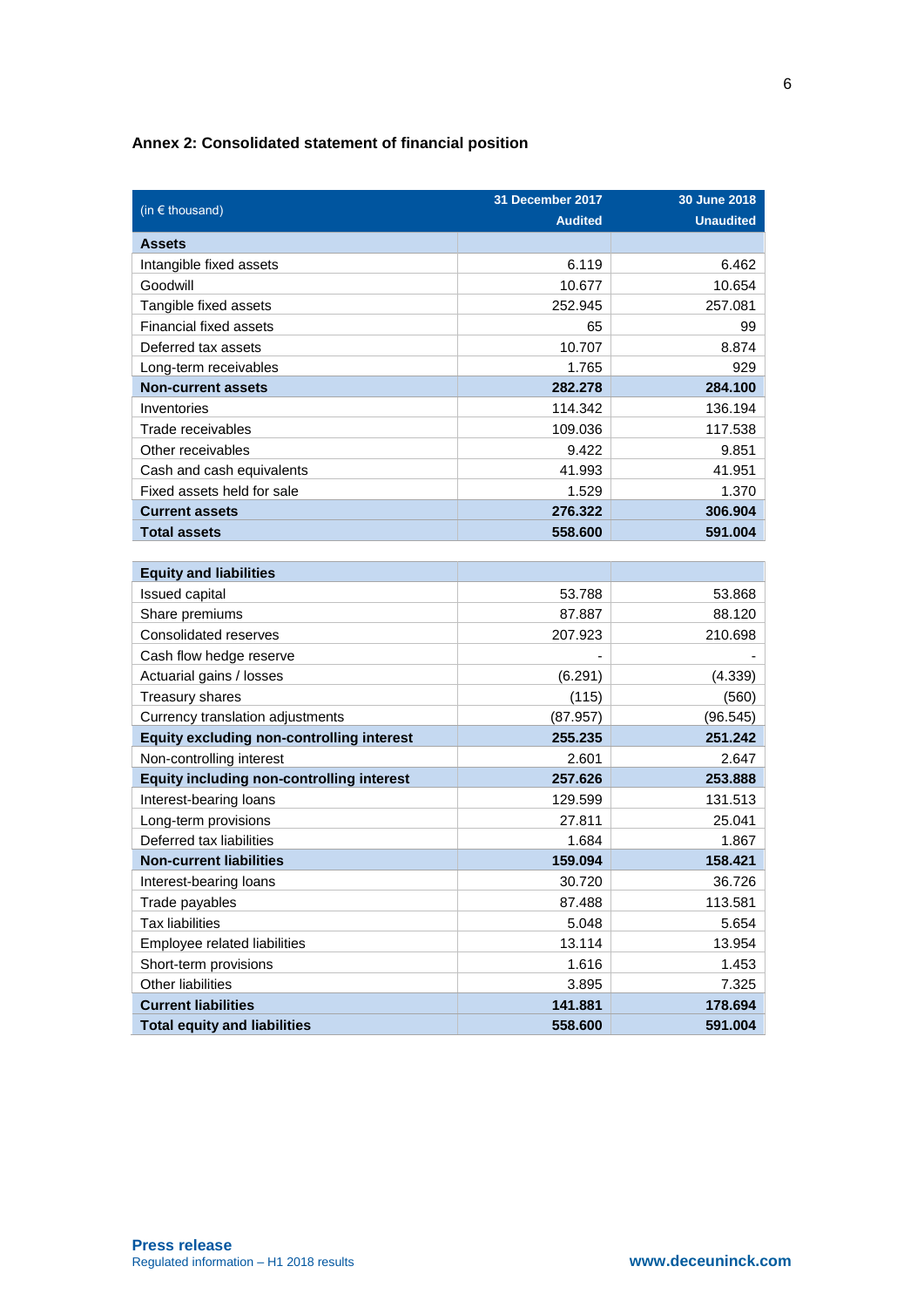## Annex 2: Consolidated statement of financial position

| (in € thousand) | 31 December 2017 Audited | 30 June 2018 Unaudited |
|---|---:|---:|
| **Assets** | | |
| Intangible fixed assets | 6.119 | 6.462 |
| Goodwill | 10.677 | 10.654 |
| Tangible fixed assets | 252.945 | 257.081 |
| Financial fixed assets | 65 | 99 |
| Deferred tax assets | 10.707 | 8.874 |
| Long-term receivables | 1.765 | 929 |
| **Non-current assets** | **282.278** | **284.100** |
| Inventories | 114.342 | 136.194 |
| Trade receivables | 109.036 | 117.538 |
| Other receivables | 9.422 | 9.851 |
| Cash and cash equivalents | 41.993 | 41.951 |
| Fixed assets held for sale | 1.529 | 1.370 |
| **Current assets** | **276.322** | **306.904** |
| **Total assets** | **558.600** | **591.004** |
| | | |
| **Equity and liabilities** | | |
| Issued capital | 53.788 | 53.868 |
| Share premiums | 87.887 | 88.120 |
| Consolidated reserves | 207.923 | 210.698 |
| Cash flow hedge reserve | - | - |
| Actuarial gains / losses | (6.291) | (4.339) |
| Treasury shares | (115) | (560) |
| Currency translation adjustments | (87.957) | (96.545) |
| **Equity excluding non-controlling interest** | **255.235** | **251.242** |
| Non-controlling interest | 2.601 | 2.647 |
| **Equity including non-controlling interest** | **257.626** | **253.888** |
| Interest-bearing loans | 129.599 | 131.513 |
| Long-term provisions | 27.811 | 25.041 |
| Deferred tax liabilities | 1.684 | 1.867 |
| **Non-current liabilities** | **159.094** | **158.421** |
| Interest-bearing loans | 30.720 | 36.726 |
| Trade payables | 87.488 | 113.581 |
| Tax liabilities | 5.048 | 5.654 |
| Employee related liabilities | 13.114 | 13.954 |
| Short-term provisions | 1.616 | 1.453 |
| Other liabilities | 3.895 | 7.325 |
| **Current liabilities** | **141.881** | **178.694** |
| **Total equity and liabilities** | **558.600** | **591.004** |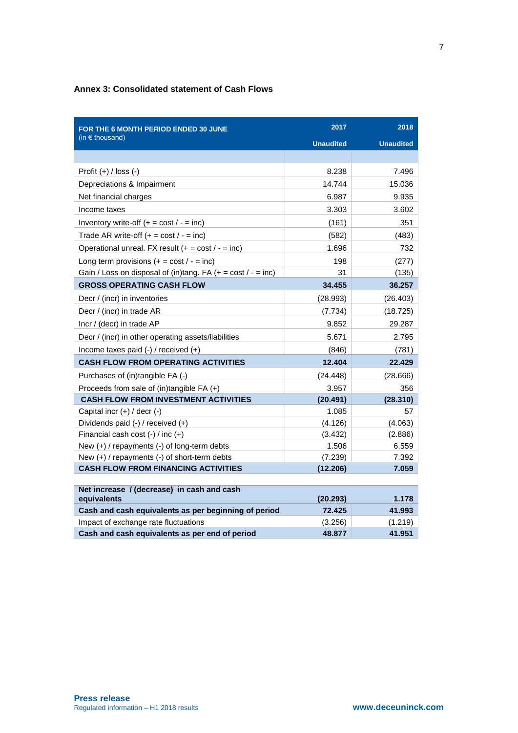### Annex 3: Consolidated statement of Cash Flows

| FOR THE 6 MONTH PERIOD ENDED 30 JUNE (in € thousand) | 2017 Unaudited | 2018 Unaudited |
|---|---|---|
| Profit (+) / loss (-) | 8.238 | 7.496 |
| Depreciations & Impairment | 14.744 | 15.036 |
| Net financial charges | 6.987 | 9.935 |
| Income taxes | 3.303 | 3.602 |
| Inventory write-off (+ = cost / - = inc) | (161) | 351 |
| Trade AR write-off (+ = cost / - = inc) | (582) | (483) |
| Operational unreal. FX result (+ = cost / - = inc) | 1.696 | 732 |
| Long term provisions (+ = cost / - = inc) | 198 | (277) |
| Gain / Loss on disposal of (in)tang. FA (+ = cost / - = inc) | 31 | (135) |
| **GROSS OPERATING CASH FLOW** | **34.455** | **36.257** |
| Decr / (incr) in inventories | (28.993) | (26.403) |
| Decr / (incr) in trade AR | (7.734) | (18.725) |
| Incr / (decr) in trade AP | 9.852 | 29.287 |
| Decr / (incr) in other operating assets/liabilities | 5.671 | 2.795 |
| Income taxes paid (-) / received (+) | (846) | (781) |
| **CASH FLOW FROM OPERATING ACTIVITIES** | **12.404** | **22.429** |
| Purchases of (in)tangible FA (-) | (24.448) | (28.666) |
| Proceeds from sale of (in)tangible FA (+) | 3.957 | 356 |
| **CASH FLOW FROM INVESTMENT ACTIVITIES** | **(20.491)** | **(28.310)** |
| Capital incr (+) / decr (-) | 1.085 | 57 |
| Dividends paid (-) / received (+) | (4.126) | (4.063) |
| Financial cash cost (-) / inc (+) | (3.432) | (2.886) |
| New (+) / repayments (-) of long-term debts | 1.506 | 6.559 |
| New (+) / repayments (-) of short-term debts | (7.239) | 7.392 |
| **CASH FLOW FROM FINANCING ACTIVITIES** | **(12.206)** | **7.059** |
| **Net increase / (decrease) in cash and cash equivalents** | **(20.293)** | **1.178** |
| **Cash and cash equivalents as per beginning of period** | **72.425** | **41.993** |
| Impact of exchange rate fluctuations | (3.256) | (1.219) |
| **Cash and cash equivalents as per end of period** | **48.877** | **41.951** |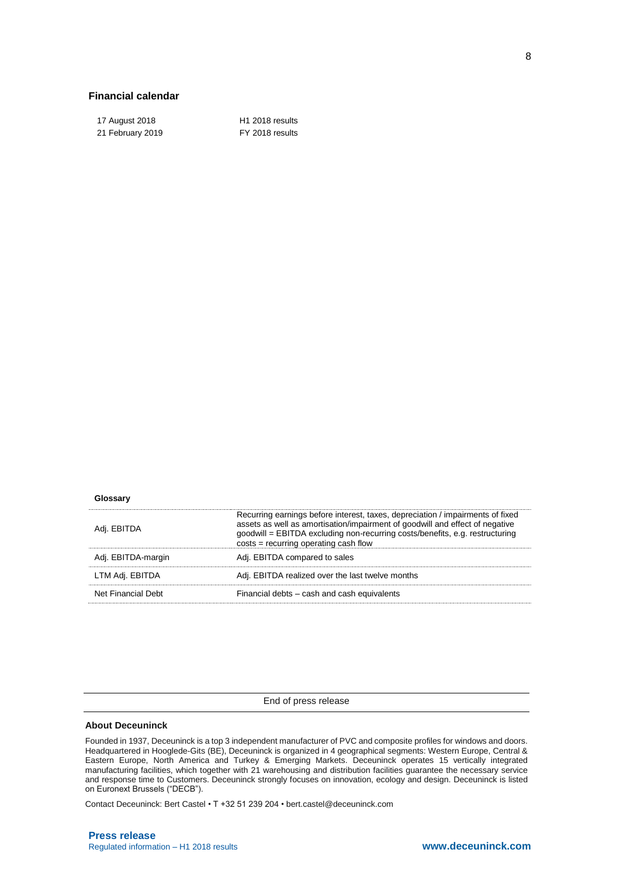## Financial calendar

| | |
|---|---|
| 17 August 2018 | H1 2018 results |
| 21 February 2019 | FY 2018 results |

**Glossary**

| | |
|---|---|
| Adj. EBITDA | Recurring earnings before interest, taxes, depreciation / impairments of fixed assets as well as amortisation/impairment of goodwill and effect of negative goodwill = EBITDA excluding non-recurring costs/benefits, e.g. restructuring costs = recurring operating cash flow |
| Adj. EBITDA-margin | Adj. EBITDA compared to sales |
| LTM Adj. EBITDA | Adj. EBITDA realized over the last twelve months |
| Net Financial Debt | Financial debts – cash and cash equivalents |

End of press release

**About Deceuninck**

Founded in 1937, Deceuninck is a top 3 independent manufacturer of PVC and composite profiles for windows and doors. Headquartered in Hooglede-Gits (BE), Deceuninck is organized in 4 geographical segments: Western Europe, Central & Eastern Europe, North America and Turkey & Emerging Markets. Deceuninck operates 15 vertically integrated manufacturing facilities, which together with 21 warehousing and distribution facilities guarantee the necessary service and response time to Customers. Deceuninck strongly focuses on innovation, ecology and design. Deceuninck is listed on Euronext Brussels ("DECB").

Contact Deceuninck: Bert Castel • T +32 51 239 204 • bert.castel@deceuninck.com